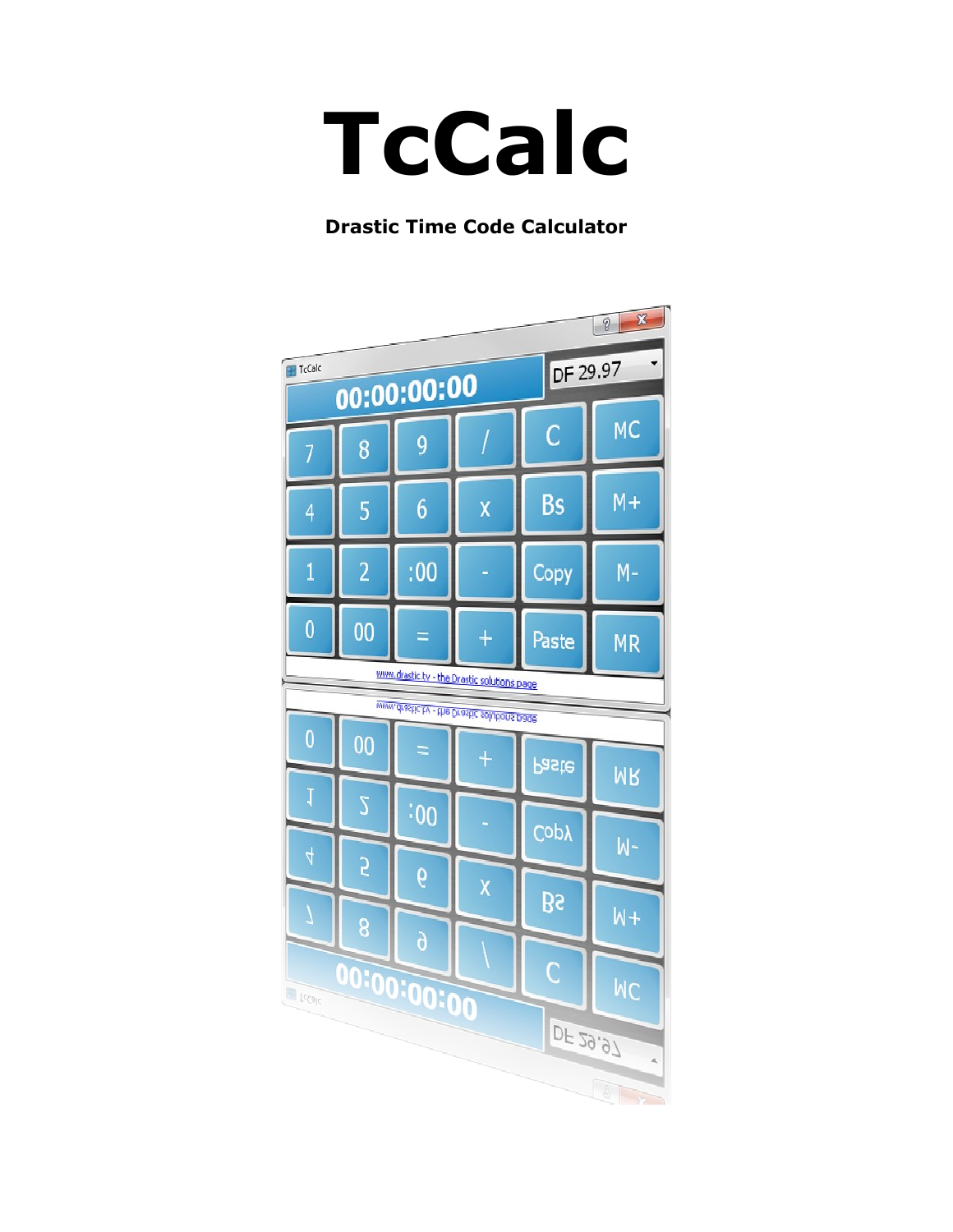# TcCalc

**Drastic Time Code Calculator**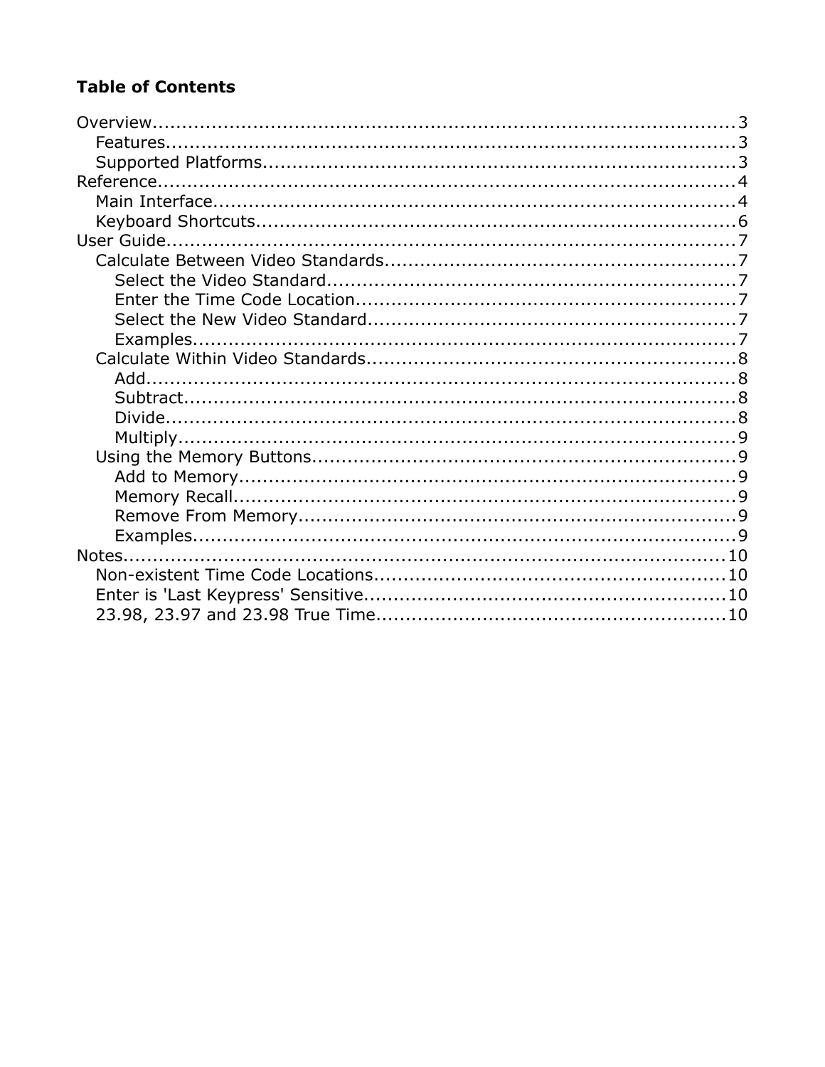**Table of Contents**

- Overview....3
  - Features....3
  - Supported Platforms....3
- Reference....4
  - Main Interface....4
  - Keyboard Shortcuts....6
- User Guide....7
  - Calculate Between Video Standards....7
    - Select the Video Standard....7
    - Enter the Time Code Location....7
    - Select the New Video Standard....7
    - Examples....7
  - Calculate Within Video Standards....8
    - Add....8
    - Subtract....8
    - Divide....8
    - Multiply....9
  - Using the Memory Buttons....9
    - Add to Memory....9
    - Memory Recall....9
    - Remove From Memory....9
    - Examples....9
- Notes....10
  - Non-existent Time Code Locations....10
  - Enter is 'Last Keypress' Sensitive....10
  - 23.98, 23.97 and 23.98 True Time....10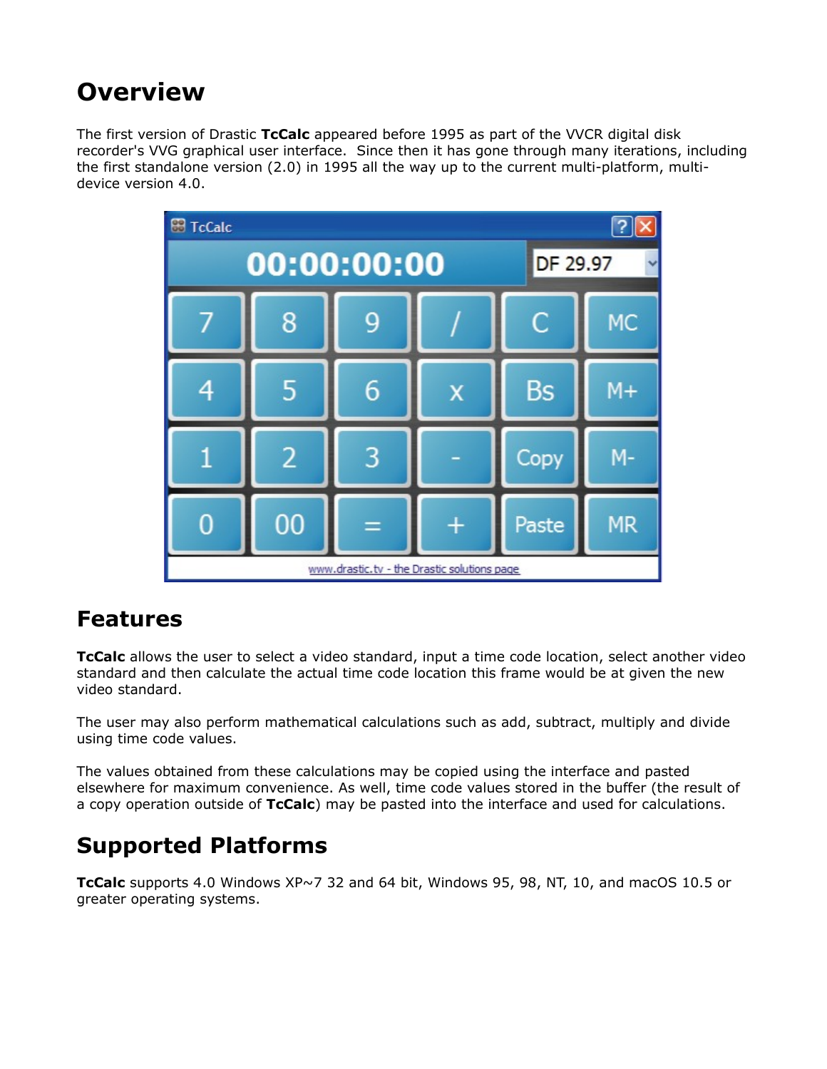# Overview

The first version of Drastic **TcCalc** appeared before 1995 as part of the VVCR digital disk recorder's VVG graphical user interface. Since then it has gone through many iterations, including the first standalone version (2.0) in 1995 all the way up to the current multi-platform, multi-device version 4.0.

## Features

**TcCalc** allows the user to select a video standard, input a time code location, select another video standard and then calculate the actual time code location this frame would be at given the new video standard.

The user may also perform mathematical calculations such as add, subtract, multiply and divide using time code values.

The values obtained from these calculations may be copied using the interface and pasted elsewhere for maximum convenience. As well, time code values stored in the buffer (the result of a copy operation outside of **TcCalc**) may be pasted into the interface and used for calculations.

## Supported Platforms

**TcCalc** supports 4.0 Windows XP~7 32 and 64 bit, Windows 95, 98, NT, 10, and macOS 10.5 or greater operating systems.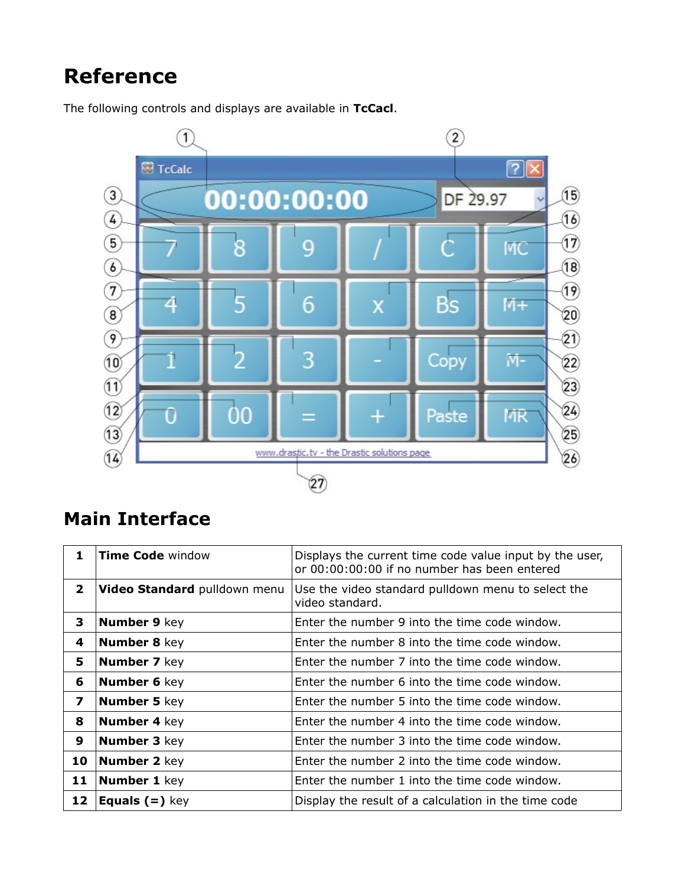# Reference

The following controls and displays are available in **TcCacl**.

## Main Interface

| | | |
|---|---|---|
| **1** | **Time Code** window | Displays the current time code value input by the user, or 00:00:00:00 if no number has been entered |
| **2** | **Video Standard** pulldown menu | Use the video standard pulldown menu to select the video standard. |
| **3** | **Number 9** key | Enter the number 9 into the time code window. |
| **4** | **Number 8** key | Enter the number 8 into the time code window. |
| **5** | **Number 7** key | Enter the number 7 into the time code window. |
| **6** | **Number 6** key | Enter the number 6 into the time code window. |
| **7** | **Number 5** key | Enter the number 5 into the time code window. |
| **8** | **Number 4** key | Enter the number 4 into the time code window. |
| **9** | **Number 3** key | Enter the number 3 into the time code window. |
| **10** | **Number 2** key | Enter the number 2 into the time code window. |
| **11** | **Number 1** key | Enter the number 1 into the time code window. |
| **12** | **Equals (=)** key | Display the result of a calculation in the time code |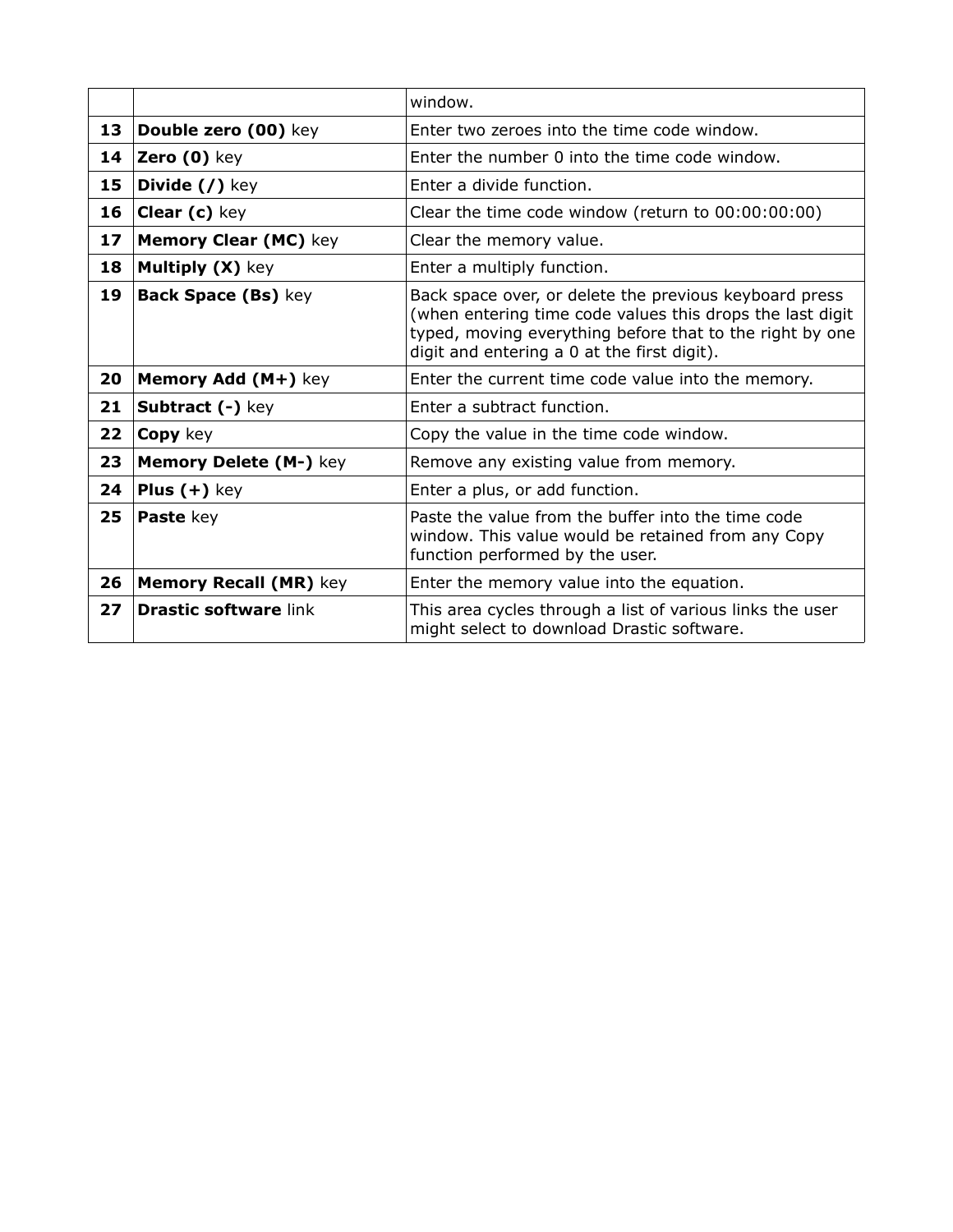| | | window. |
|---|---|---|
| **13** | **Double zero (00)** key | Enter two zeroes into the time code window. |
| **14** | **Zero (0)** key | Enter the number 0 into the time code window. |
| **15** | **Divide (/)** key | Enter a divide function. |
| **16** | **Clear (c)** key | Clear the time code window (return to 00:00:00:00) |
| **17** | **Memory Clear (MC)** key | Clear the memory value. |
| **18** | **Multiply (X)** key | Enter a multiply function. |
| **19** | **Back Space (Bs)** key | Back space over, or delete the previous keyboard press (when entering time code values this drops the last digit typed, moving everything before that to the right by one digit and entering a 0 at the first digit). |
| **20** | **Memory Add (M+)** key | Enter the current time code value into the memory. |
| **21** | **Subtract (-)** key | Enter a subtract function. |
| **22** | **Copy** key | Copy the value in the time code window. |
| **23** | **Memory Delete (M-)** key | Remove any existing value from memory. |
| **24** | **Plus (+)** key | Enter a plus, or add function. |
| **25** | **Paste** key | Paste the value from the buffer into the time code window. This value would be retained from any Copy function performed by the user. |
| **26** | **Memory Recall (MR)** key | Enter the memory value into the equation. |
| **27** | **Drastic software** link | This area cycles through a list of various links the user might select to download Drastic software. |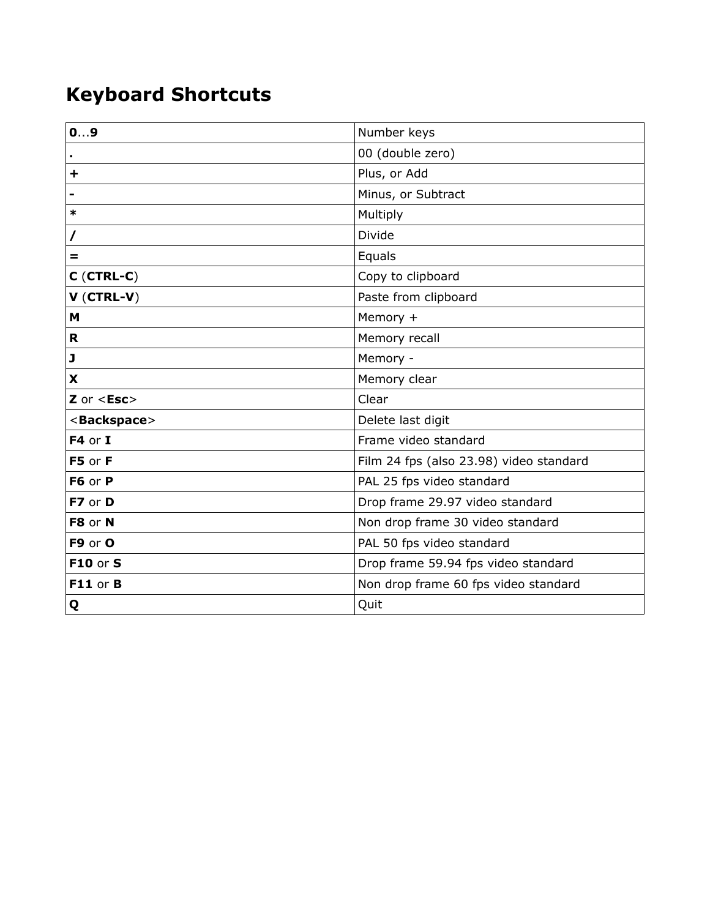# Keyboard Shortcuts

| | |
|---|---|
| **0**...**9** | Number keys |
| **.** | 00 (double zero) |
| **+** | Plus, or Add |
| **-** | Minus, or Subtract |
| ***** | Multiply |
| **/** | Divide |
| **=** | Equals |
| **C** (**CTRL-C**) | Copy to clipboard |
| **V** (**CTRL-V**) | Paste from clipboard |
| **M** | Memory + |
| **R** | Memory recall |
| **J** | Memory - |
| **X** | Memory clear |
| **Z** or <**Esc**> | Clear |
| <**Backspace**> | Delete last digit |
| **F4** or **I** | Frame video standard |
| **F5** or **F** | Film 24 fps (also 23.98) video standard |
| **F6** or **P** | PAL 25 fps video standard |
| **F7** or **D** | Drop frame 29.97 video standard |
| **F8** or **N** | Non drop frame 30 video standard |
| **F9** or **O** | PAL 50 fps video standard |
| **F10** or **S** | Drop frame 59.94 fps video standard |
| **F11** or **B** | Non drop frame 60 fps video standard |
| **Q** | Quit |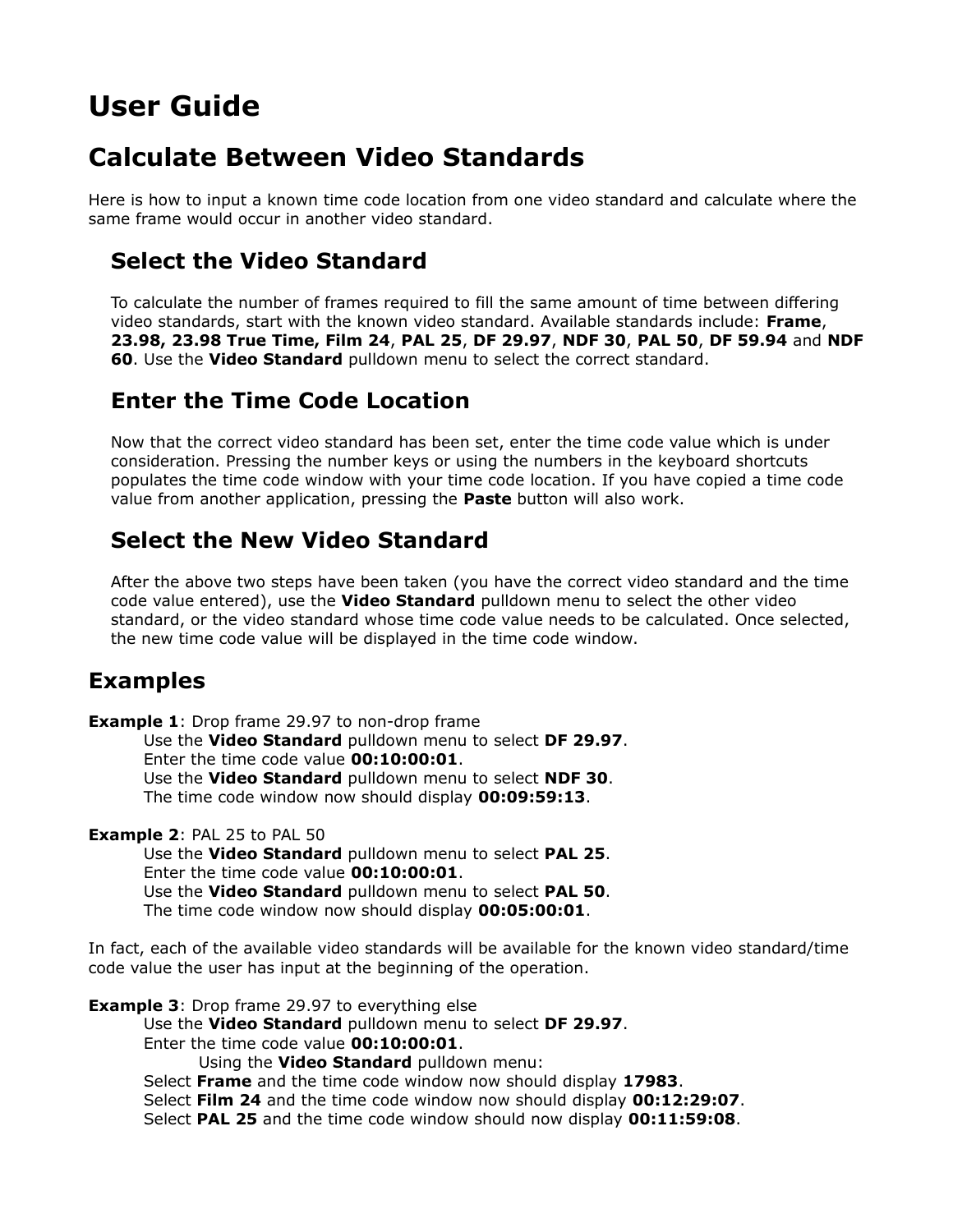# User Guide

## Calculate Between Video Standards

Here is how to input a known time code location from one video standard and calculate where the same frame would occur in another video standard.

### Select the Video Standard

To calculate the number of frames required to fill the same amount of time between differing video standards, start with the known video standard. Available standards include: **Frame**, **23.98, 23.98 True Time, Film 24**, **PAL 25**, **DF 29.97**, **NDF 30**, **PAL 50**, **DF 59.94** and **NDF 60**. Use the **Video Standard** pulldown menu to select the correct standard.

### Enter the Time Code Location

Now that the correct video standard has been set, enter the time code value which is under consideration. Pressing the number keys or using the numbers in the keyboard shortcuts populates the time code window with your time code location. If you have copied a time code value from another application, pressing the **Paste** button will also work.

### Select the New Video Standard

After the above two steps have been taken (you have the correct video standard and the time code value entered), use the **Video Standard** pulldown menu to select the other video standard, or the video standard whose time code value needs to be calculated. Once selected, the new time code value will be displayed in the time code window.

## Examples

**Example 1**: Drop frame 29.97 to non-drop frame
Use the **Video Standard** pulldown menu to select **DF 29.97**.
Enter the time code value **00:10:00:01**.
Use the **Video Standard** pulldown menu to select **NDF 30**.
The time code window now should display **00:09:59:13**.

**Example 2**: PAL 25 to PAL 50
Use the **Video Standard** pulldown menu to select **PAL 25**.
Enter the time code value **00:10:00:01**.
Use the **Video Standard** pulldown menu to select **PAL 50**.
The time code window now should display **00:05:00:01**.

In fact, each of the available video standards will be available for the known video standard/time code value the user has input at the beginning of the operation.

**Example 3**: Drop frame 29.97 to everything else
Use the **Video Standard** pulldown menu to select **DF 29.97**.
Enter the time code value **00:10:00:01**.
Using the **Video Standard** pulldown menu:
Select **Frame** and the time code window now should display **17983**.
Select **Film 24** and the time code window now should display **00:12:29:07**.
Select **PAL 25** and the time code window should now display **00:11:59:08**.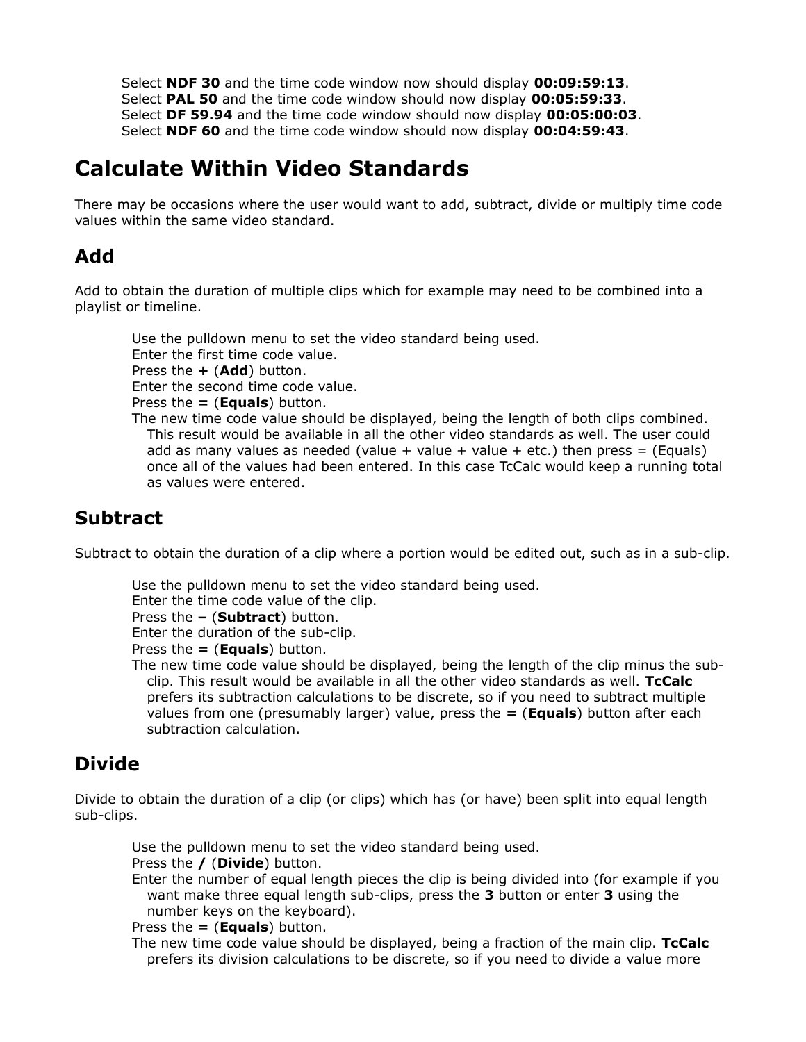Select **NDF 30** and the time code window now should display **00:09:59:13**.
Select **PAL 50** and the time code window should now display **00:05:59:33**.
Select **DF 59.94** and the time code window should now display **00:05:00:03**.
Select **NDF 60** and the time code window should now display **00:04:59:43**.

# Calculate Within Video Standards

There may be occasions where the user would want to add, subtract, divide or multiply time code values within the same video standard.

## Add

Add to obtain the duration of multiple clips which for example may need to be combined into a playlist or timeline.

Use the pulldown menu to set the video standard being used.
Enter the first time code value.
Press the **+** (**Add**) button.
Enter the second time code value.
Press the **=** (**Equals**) button.
The new time code value should be displayed, being the length of both clips combined. This result would be available in all the other video standards as well. The user could add as many values as needed (value + value + value + etc.) then press = (Equals) once all of the values had been entered. In this case TcCalc would keep a running total as values were entered.

## Subtract

Subtract to obtain the duration of a clip where a portion would be edited out, such as in a sub-clip.

Use the pulldown menu to set the video standard being used.
Enter the time code value of the clip.
Press the **–** (**Subtract**) button.
Enter the duration of the sub-clip.
Press the **=** (**Equals**) button.
The new time code value should be displayed, being the length of the clip minus the sub-clip. This result would be available in all the other video standards as well. **TcCalc** prefers its subtraction calculations to be discrete, so if you need to subtract multiple values from one (presumably larger) value, press the **=** (**Equals**) button after each subtraction calculation.

## Divide

Divide to obtain the duration of a clip (or clips) which has (or have) been split into equal length sub-clips.

Use the pulldown menu to set the video standard being used.
Press the **/** (**Divide**) button.
Enter the number of equal length pieces the clip is being divided into (for example if you want make three equal length sub-clips, press the **3** button or enter **3** using the number keys on the keyboard).
Press the **=** (**Equals**) button.
The new time code value should be displayed, being a fraction of the main clip. **TcCalc** prefers its division calculations to be discrete, so if you need to divide a value more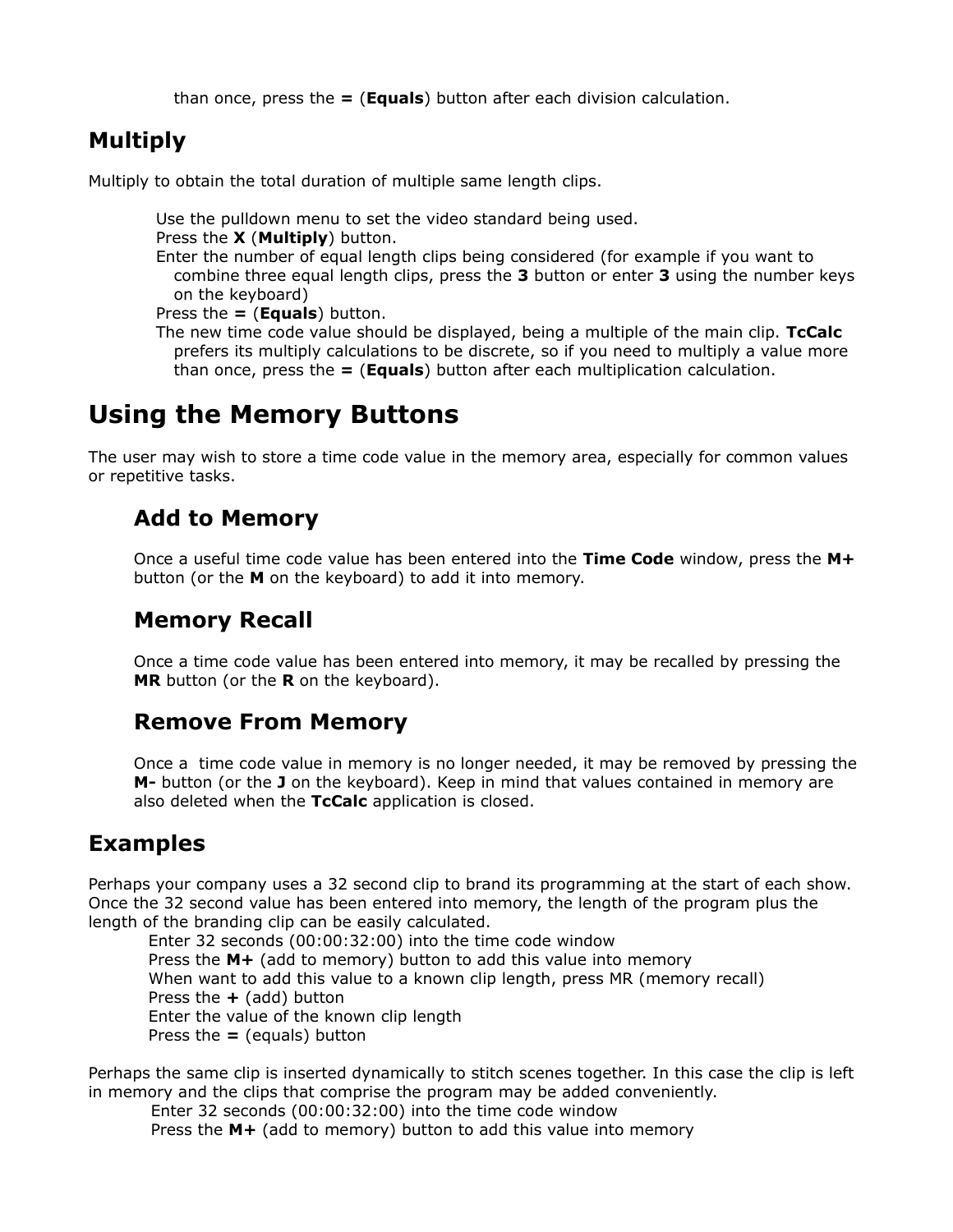than once, press the **=** (**Equals**) button after each division calculation.

## Multiply

Multiply to obtain the total duration of multiple same length clips.

- Use the pulldown menu to set the video standard being used.
- Press the **X** (**Multiply**) button.
- Enter the number of equal length clips being considered (for example if you want to combine three equal length clips, press the **3** button or enter **3** using the number keys on the keyboard)
- Press the **=** (**Equals**) button.
- The new time code value should be displayed, being a multiple of the main clip. **TcCalc** prefers its multiply calculations to be discrete, so if you need to multiply a value more than once, press the **=** (**Equals**) button after each multiplication calculation.

# Using the Memory Buttons

The user may wish to store a time code value in the memory area, especially for common values or repetitive tasks.

### Add to Memory

Once a useful time code value has been entered into the **Time Code** window, press the **M+** button (or the **M** on the keyboard) to add it into memory.

### Memory Recall

Once a time code value has been entered into memory, it may be recalled by pressing the **MR** button (or the **R** on the keyboard).

### Remove From Memory

Once a  time code value in memory is no longer needed, it may be removed by pressing the **M-** button (or the **J** on the keyboard). Keep in mind that values contained in memory are also deleted when the **TcCalc** application is closed.

## Examples

Perhaps your company uses a 32 second clip to brand its programming at the start of each show. Once the 32 second value has been entered into memory, the length of the program plus the length of the branding clip can be easily calculated.

- Enter 32 seconds (00:00:32:00) into the time code window
- Press the **M+** (add to memory) button to add this value into memory
- When want to add this value to a known clip length, press MR (memory recall)
- Press the **+** (add) button
- Enter the value of the known clip length
- Press the **=** (equals) button

Perhaps the same clip is inserted dynamically to stitch scenes together. In this case the clip is left in memory and the clips that comprise the program may be added conveniently.

- Enter 32 seconds (00:00:32:00) into the time code window
- Press the **M+** (add to memory) button to add this value into memory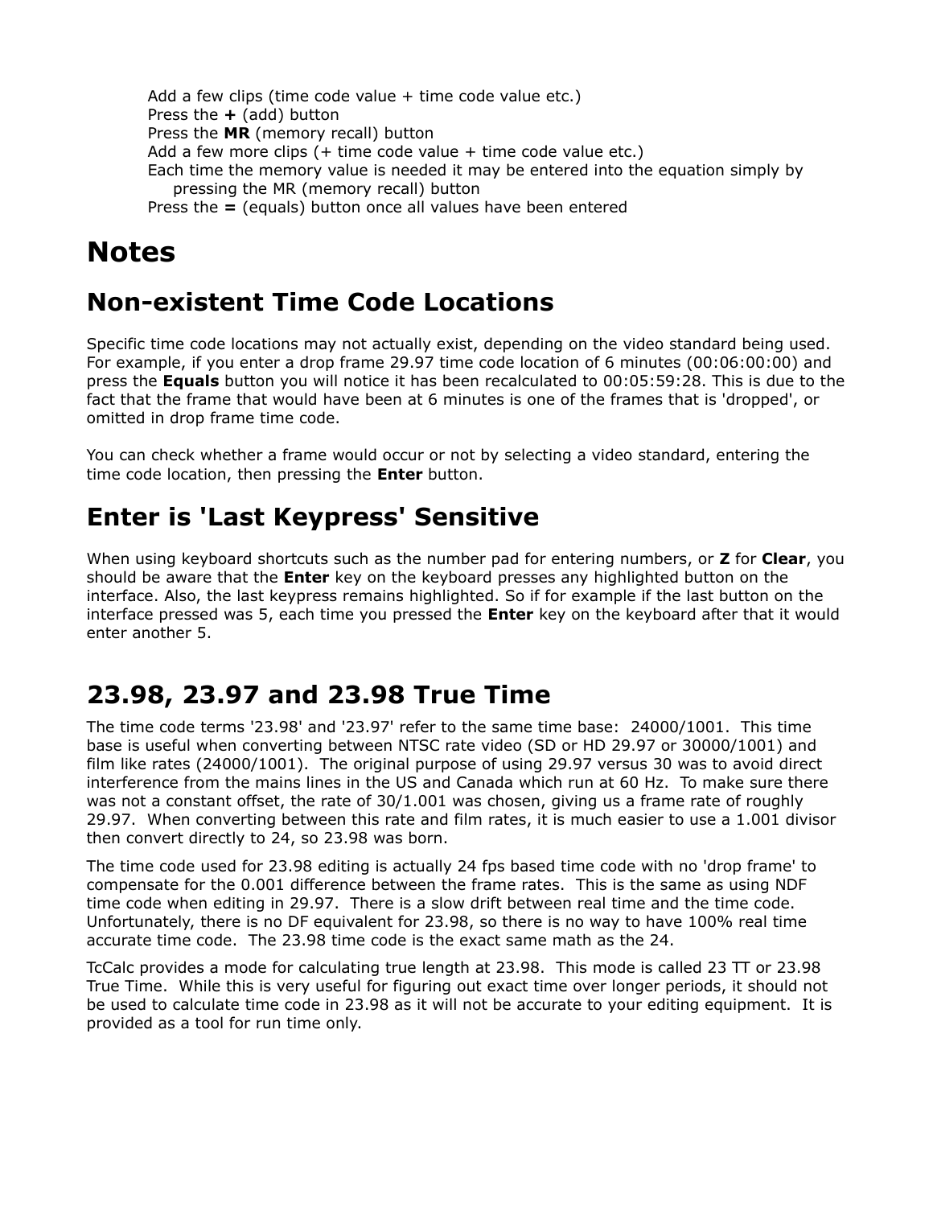Add a few clips (time code value + time code value etc.)  
Press the **+** (add) button  
Press the **MR** (memory recall) button  
Add a few more clips (+ time code value + time code value etc.)  
Each time the memory value is needed it may be entered into the equation simply by pressing the MR (memory recall) button  
Press the **=** (equals) button once all values have been entered

# Notes

## Non-existent Time Code Locations

Specific time code locations may not actually exist, depending on the video standard being used. For example, if you enter a drop frame 29.97 time code location of 6 minutes (00:06:00:00) and press the **Equals** button you will notice it has been recalculated to 00:05:59:28. This is due to the fact that the frame that would have been at 6 minutes is one of the frames that is 'dropped', or omitted in drop frame time code.

You can check whether a frame would occur or not by selecting a video standard, entering the time code location, then pressing the **Enter** button.

## Enter is 'Last Keypress' Sensitive

When using keyboard shortcuts such as the number pad for entering numbers, or **Z** for **Clear**, you should be aware that the **Enter** key on the keyboard presses any highlighted button on the interface. Also, the last keypress remains highlighted. So if for example if the last button on the interface pressed was 5, each time you pressed the **Enter** key on the keyboard after that it would enter another 5.

## 23.98, 23.97 and 23.98 True Time

The time code terms '23.98' and '23.97' refer to the same time base: 24000/1001. This time base is useful when converting between NTSC rate video (SD or HD 29.97 or 30000/1001) and film like rates (24000/1001). The original purpose of using 29.97 versus 30 was to avoid direct interference from the mains lines in the US and Canada which run at 60 Hz. To make sure there was not a constant offset, the rate of 30/1.001 was chosen, giving us a frame rate of roughly 29.97. When converting between this rate and film rates, it is much easier to use a 1.001 divisor then convert directly to 24, so 23.98 was born.

The time code used for 23.98 editing is actually 24 fps based time code with no 'drop frame' to compensate for the 0.001 difference between the frame rates. This is the same as using NDF time code when editing in 29.97. There is a slow drift between real time and the time code. Unfortunately, there is no DF equivalent for 23.98, so there is no way to have 100% real time accurate time code. The 23.98 time code is the exact same math as the 24.

TcCalc provides a mode for calculating true length at 23.98. This mode is called 23 TT or 23.98 True Time. While this is very useful for figuring out exact time over longer periods, it should not be used to calculate time code in 23.98 as it will not be accurate to your editing equipment. It is provided as a tool for run time only.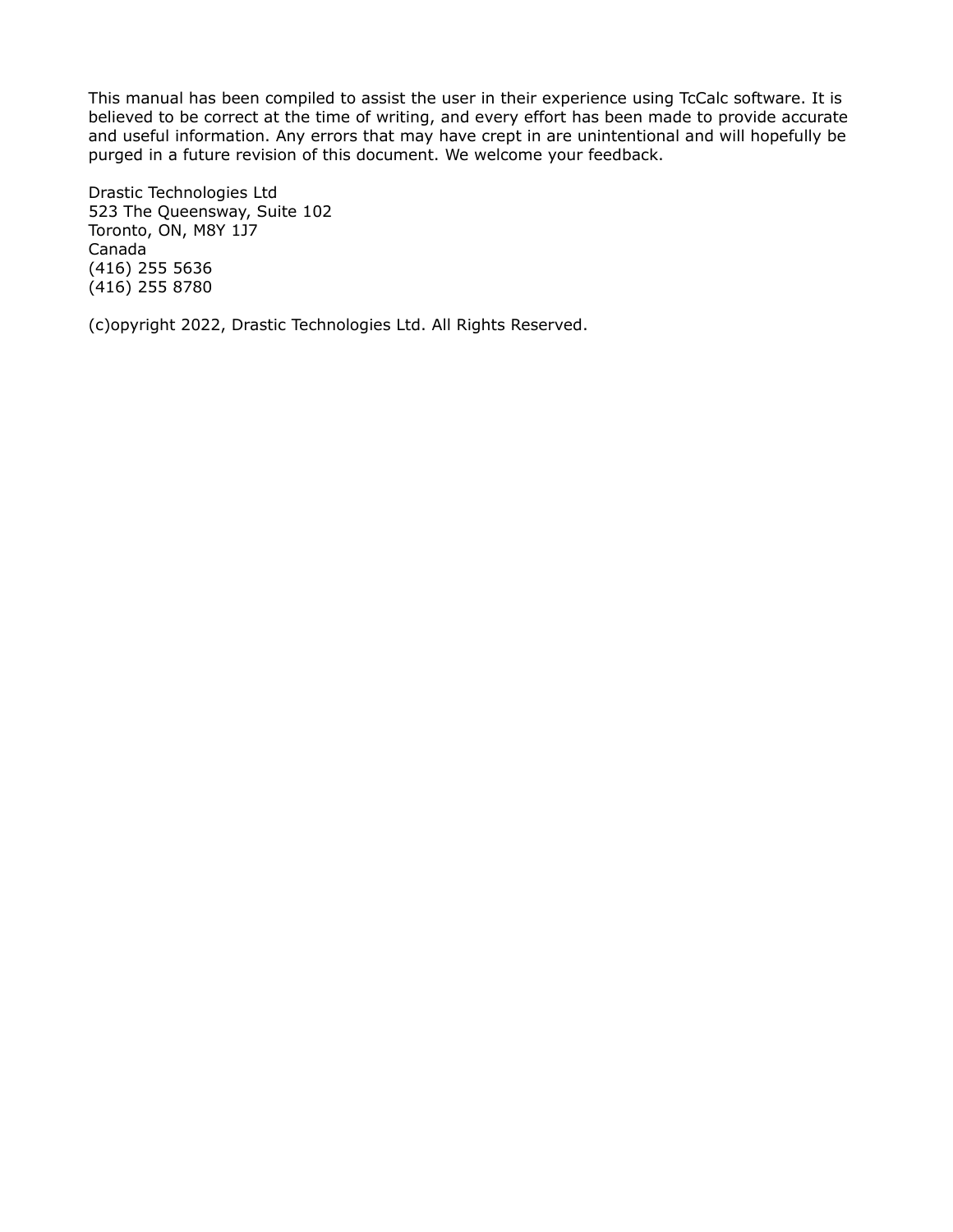This manual has been compiled to assist the user in their experience using TcCalc software. It is believed to be correct at the time of writing, and every effort has been made to provide accurate and useful information. Any errors that may have crept in are unintentional and will hopefully be purged in a future revision of this document. We welcome your feedback.

Drastic Technologies Ltd
523 The Queensway, Suite 102
Toronto, ON, M8Y 1J7
Canada
(416) 255 5636
(416) 255 8780

(c)opyright 2022, Drastic Technologies Ltd. All Rights Reserved.